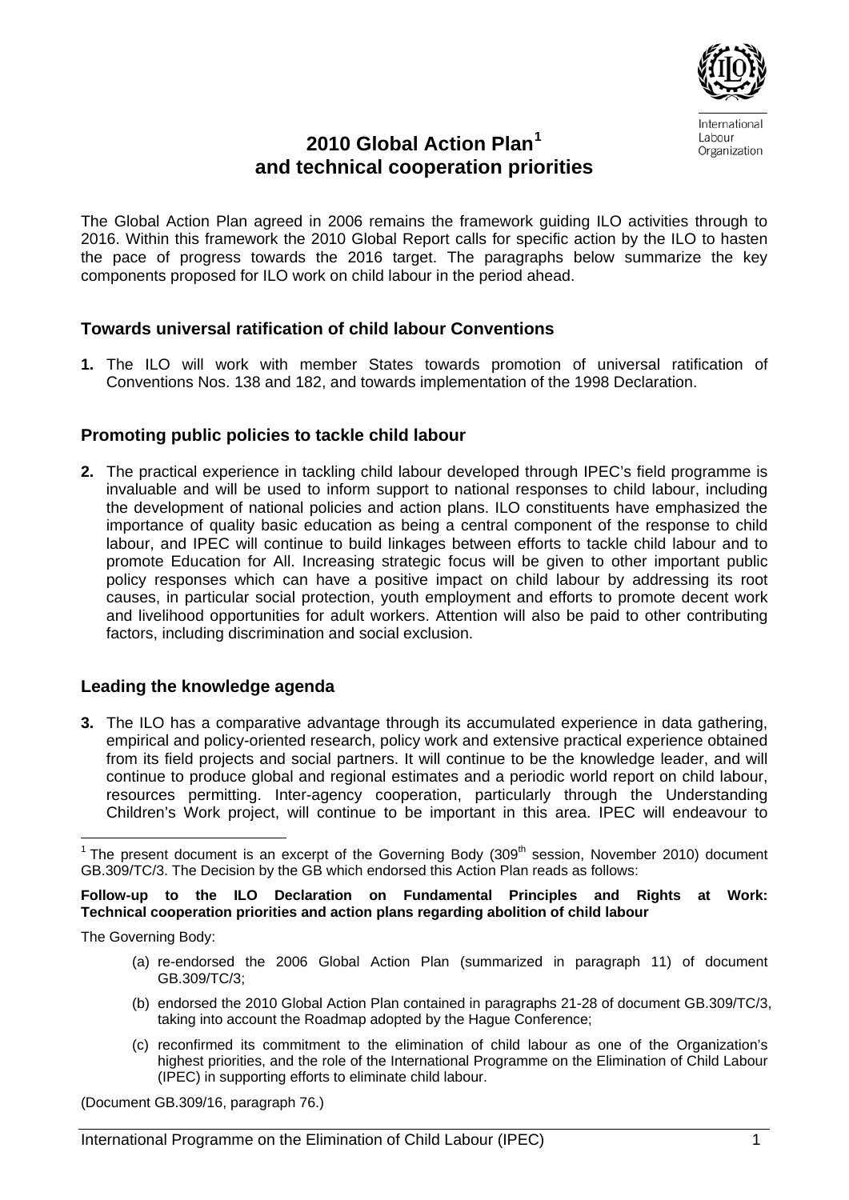# 2010 Global Action Plan[1] and technical cooperation priorities

The Global Action Plan agreed in 2006 remains the framework guiding ILO activities through to 2016. Within this framework the 2010 Global Report calls for specific action by the ILO to hasten the pace of progress towards the 2016 target. The paragraphs below summarize the key components proposed for ILO work on child labour in the period ahead.

## Towards universal ratification of child labour Conventions

**1.** The ILO will work with member States towards promotion of universal ratification of Conventions Nos. 138 and 182, and towards implementation of the 1998 Declaration.

## Promoting public policies to tackle child labour

**2.** The practical experience in tackling child labour developed through IPEC's field programme is invaluable and will be used to inform support to national responses to child labour, including the development of national policies and action plans. ILO constituents have emphasized the importance of quality basic education as being a central component of the response to child labour, and IPEC will continue to build linkages between efforts to tackle child labour and to promote Education for All. Increasing strategic focus will be given to other important public policy responses which can have a positive impact on child labour by addressing its root causes, in particular social protection, youth employment and efforts to promote decent work and livelihood opportunities for adult workers. Attention will also be paid to other contributing factors, including discrimination and social exclusion.

## Leading the knowledge agenda

**3.** The ILO has a comparative advantage through its accumulated experience in data gathering, empirical and policy-oriented research, policy work and extensive practical experience obtained from its field projects and social partners. It will continue to be the knowledge leader, and will continue to produce global and regional estimates and a periodic world report on child labour, resources permitting. Inter-agency cooperation, particularly through the Understanding Children's Work project, will continue to be important in this area. IPEC will endeavour to

---

[1] The present document is an excerpt of the Governing Body (309th session, November 2010) document GB.309/TC/3. The Decision by the GB which endorsed this Action Plan reads as follows:

**Follow-up to the ILO Declaration on Fundamental Principles and Rights at Work: Technical cooperation priorities and action plans regarding abolition of child labour**

The Governing Body:

(a) re-endorsed the 2006 Global Action Plan (summarized in paragraph 11) of document GB.309/TC/3;

(b) endorsed the 2010 Global Action Plan contained in paragraphs 21-28 of document GB.309/TC/3, taking into account the Roadmap adopted by the Hague Conference;

(c) reconfirmed its commitment to the elimination of child labour as one of the Organization's highest priorities, and the role of the International Programme on the Elimination of Child Labour (IPEC) in supporting efforts to eliminate child labour.

(Document GB.309/16, paragraph 76.)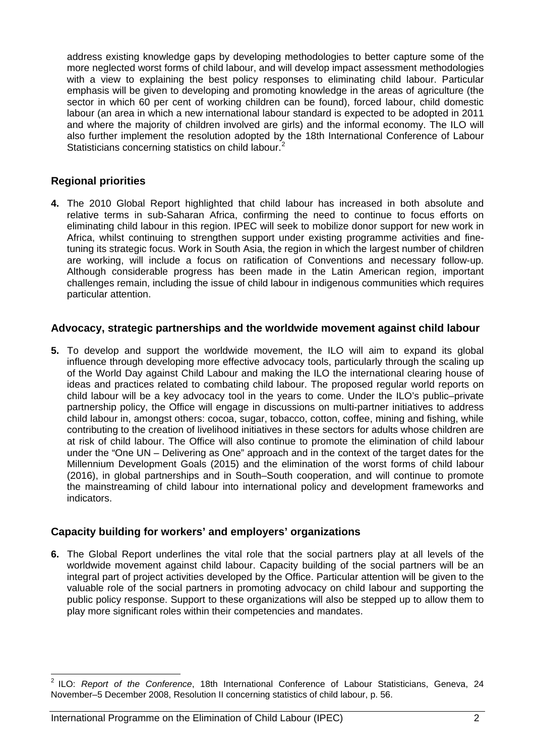address existing knowledge gaps by developing methodologies to better capture some of the more neglected worst forms of child labour, and will develop impact assessment methodologies with a view to explaining the best policy responses to eliminating child labour. Particular emphasis will be given to developing and promoting knowledge in the areas of agriculture (the sector in which 60 per cent of working children can be found), forced labour, child domestic labour (an area in which a new international labour standard is expected to be adopted in 2011 and where the majority of children involved are girls) and the informal economy. The ILO will also further implement the resolution adopted by the 18th International Conference of Labour Statisticians concerning statistics on child labour.[2]

### Regional priorities

**4.** The 2010 Global Report highlighted that child labour has increased in both absolute and relative terms in sub-Saharan Africa, confirming the need to continue to focus efforts on eliminating child labour in this region. IPEC will seek to mobilize donor support for new work in Africa, whilst continuing to strengthen support under existing programme activities and fine-tuning its strategic focus. Work in South Asia, the region in which the largest number of children are working, will include a focus on ratification of Conventions and necessary follow-up. Although considerable progress has been made in the Latin American region, important challenges remain, including the issue of child labour in indigenous communities which requires particular attention.

### Advocacy, strategic partnerships and the worldwide movement against child labour

**5.** To develop and support the worldwide movement, the ILO will aim to expand its global influence through developing more effective advocacy tools, particularly through the scaling up of the World Day against Child Labour and making the ILO the international clearing house of ideas and practices related to combating child labour. The proposed regular world reports on child labour will be a key advocacy tool in the years to come. Under the ILO's public–private partnership policy, the Office will engage in discussions on multi-partner initiatives to address child labour in, amongst others: cocoa, sugar, tobacco, cotton, coffee, mining and fishing, while contributing to the creation of livelihood initiatives in these sectors for adults whose children are at risk of child labour. The Office will also continue to promote the elimination of child labour under the "One UN – Delivering as One" approach and in the context of the target dates for the Millennium Development Goals (2015) and the elimination of the worst forms of child labour (2016), in global partnerships and in South–South cooperation, and will continue to promote the mainstreaming of child labour into international policy and development frameworks and indicators.

### Capacity building for workers' and employers' organizations

**6.** The Global Report underlines the vital role that the social partners play at all levels of the worldwide movement against child labour. Capacity building of the social partners will be an integral part of project activities developed by the Office. Particular attention will be given to the valuable role of the social partners in promoting advocacy on child labour and supporting the public policy response. Support to these organizations will also be stepped up to allow them to play more significant roles within their competencies and mandates.

---

[2] ILO: *Report of the Conference*, 18th International Conference of Labour Statisticians, Geneva, 24 November–5 December 2008, Resolution II concerning statistics of child labour, p. 56.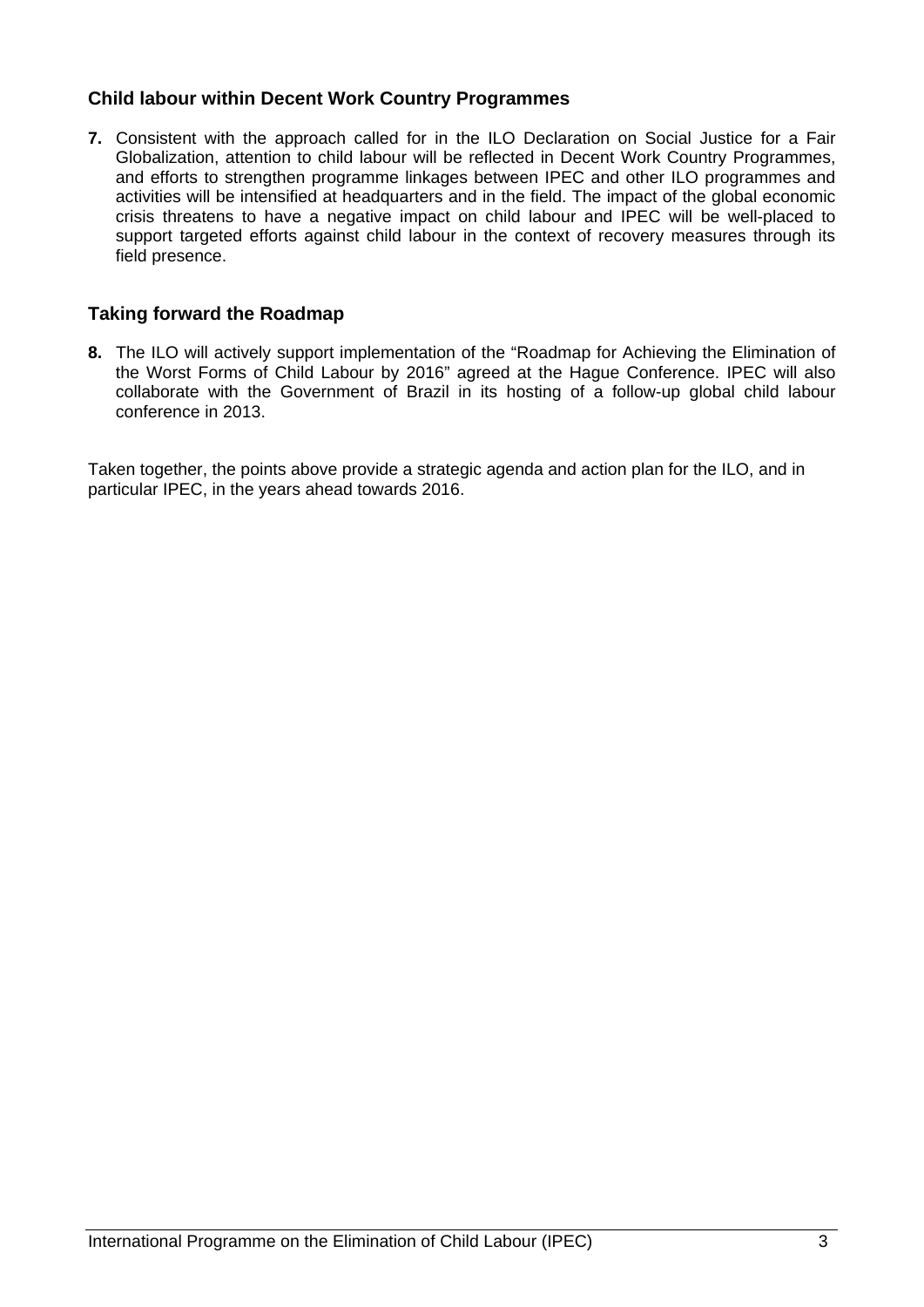### Child labour within Decent Work Country Programmes

**7.** Consistent with the approach called for in the ILO Declaration on Social Justice for a Fair Globalization, attention to child labour will be reflected in Decent Work Country Programmes, and efforts to strengthen programme linkages between IPEC and other ILO programmes and activities will be intensified at headquarters and in the field. The impact of the global economic crisis threatens to have a negative impact on child labour and IPEC will be well-placed to support targeted efforts against child labour in the context of recovery measures through its field presence.

### Taking forward the Roadmap

**8.** The ILO will actively support implementation of the "Roadmap for Achieving the Elimination of the Worst Forms of Child Labour by 2016" agreed at the Hague Conference. IPEC will also collaborate with the Government of Brazil in its hosting of a follow-up global child labour conference in 2013.

Taken together, the points above provide a strategic agenda and action plan for the ILO, and in particular IPEC, in the years ahead towards 2016.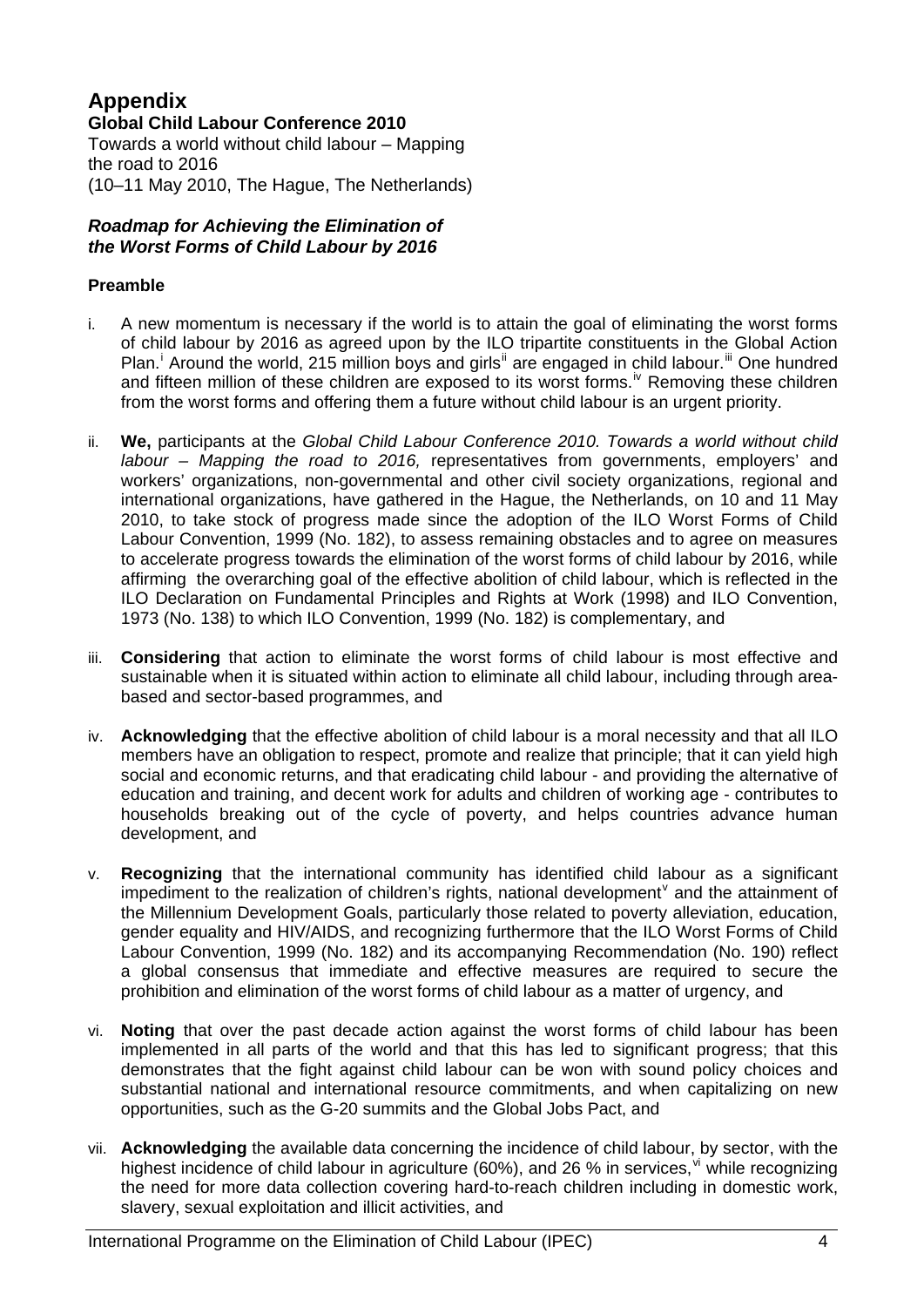# Appendix

**Global Child Labour Conference 2010**

Towards a world without child labour – Mapping the road to 2016
(10–11 May 2010, The Hague, The Netherlands)

***Roadmap for Achieving the Elimination of the Worst Forms of Child Labour by 2016***

### Preamble

i. A new momentum is necessary if the world is to attain the goal of eliminating the worst forms of child labour by 2016 as agreed upon by the ILO tripartite constituents in the Global Action Plan.[i] Around the world, 215 million boys and girls[ii] are engaged in child labour.[iii] One hundred and fifteen million of these children are exposed to its worst forms.[iv] Removing these children from the worst forms and offering them a future without child labour is an urgent priority.

ii. **We,** participants at the *Global Child Labour Conference 2010. Towards a world without child labour – Mapping the road to 2016,* representatives from governments, employers' and workers' organizations, non-governmental and other civil society organizations, regional and international organizations, have gathered in the Hague, the Netherlands, on 10 and 11 May 2010, to take stock of progress made since the adoption of the ILO Worst Forms of Child Labour Convention, 1999 (No. 182), to assess remaining obstacles and to agree on measures to accelerate progress towards the elimination of the worst forms of child labour by 2016, while affirming the overarching goal of the effective abolition of child labour, which is reflected in the ILO Declaration on Fundamental Principles and Rights at Work (1998) and ILO Convention, 1973 (No. 138) to which ILO Convention, 1999 (No. 182) is complementary, and

iii. **Considering** that action to eliminate the worst forms of child labour is most effective and sustainable when it is situated within action to eliminate all child labour, including through area-based and sector-based programmes, and

iv. **Acknowledging** that the effective abolition of child labour is a moral necessity and that all ILO members have an obligation to respect, promote and realize that principle; that it can yield high social and economic returns, and that eradicating child labour - and providing the alternative of education and training, and decent work for adults and children of working age - contributes to households breaking out of the cycle of poverty, and helps countries advance human development, and

v. **Recognizing** that the international community has identified child labour as a significant impediment to the realization of children's rights, national development[v] and the attainment of the Millennium Development Goals, particularly those related to poverty alleviation, education, gender equality and HIV/AIDS, and recognizing furthermore that the ILO Worst Forms of Child Labour Convention, 1999 (No. 182) and its accompanying Recommendation (No. 190) reflect a global consensus that immediate and effective measures are required to secure the prohibition and elimination of the worst forms of child labour as a matter of urgency, and

vi. **Noting** that over the past decade action against the worst forms of child labour has been implemented in all parts of the world and that this has led to significant progress; that this demonstrates that the fight against child labour can be won with sound policy choices and substantial national and international resource commitments, and when capitalizing on new opportunities, such as the G-20 summits and the Global Jobs Pact, and

vii. **Acknowledging** the available data concerning the incidence of child labour, by sector, with the highest incidence of child labour in agriculture (60%), and 26 % in services,[vi] while recognizing the need for more data collection covering hard-to-reach children including in domestic work, slavery, sexual exploitation and illicit activities, and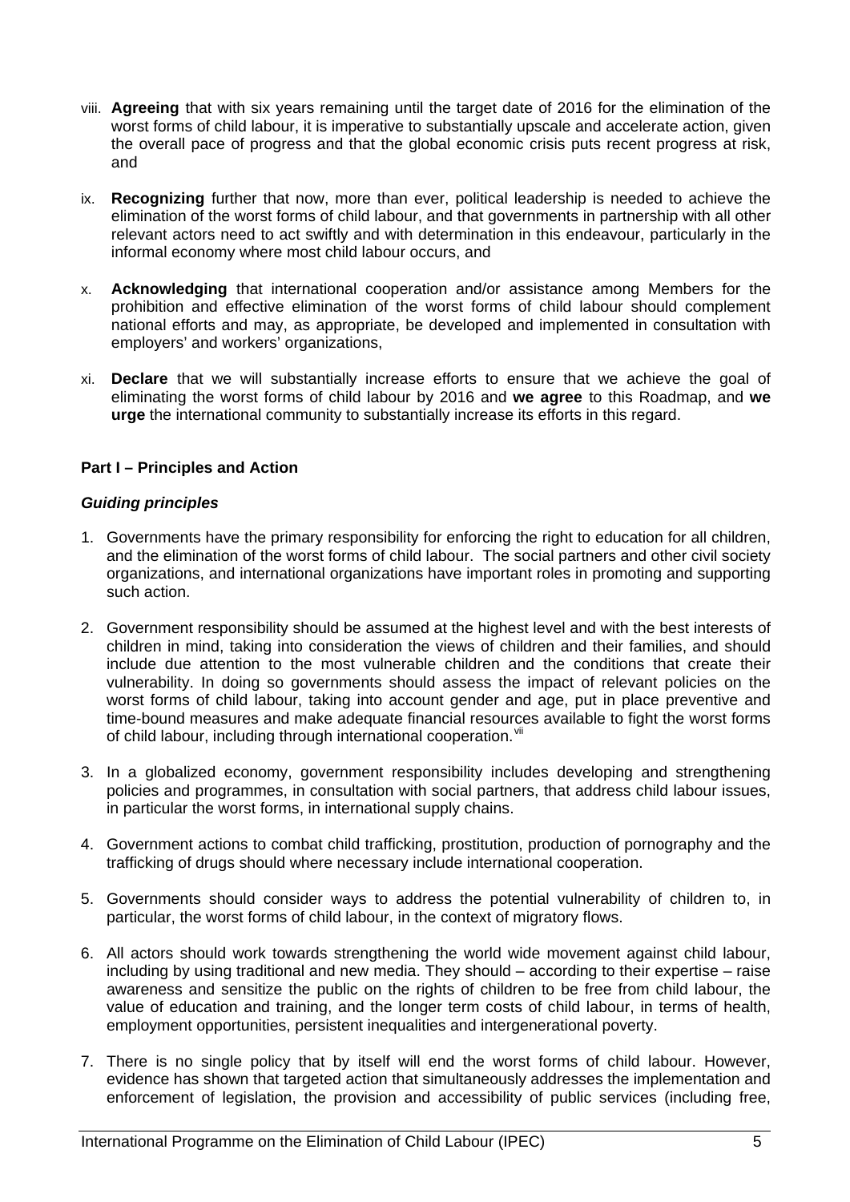viii. **Agreeing** that with six years remaining until the target date of 2016 for the elimination of the worst forms of child labour, it is imperative to substantially upscale and accelerate action, given the overall pace of progress and that the global economic crisis puts recent progress at risk, and

ix. **Recognizing** further that now, more than ever, political leadership is needed to achieve the elimination of the worst forms of child labour, and that governments in partnership with all other relevant actors need to act swiftly and with determination in this endeavour, particularly in the informal economy where most child labour occurs, and

x. **Acknowledging** that international cooperation and/or assistance among Members for the prohibition and effective elimination of the worst forms of child labour should complement national efforts and may, as appropriate, be developed and implemented in consultation with employers' and workers' organizations,

xi. **Declare** that we will substantially increase efforts to ensure that we achieve the goal of eliminating the worst forms of child labour by 2016 and **we agree** to this Roadmap, and **we urge** the international community to substantially increase its efforts in this regard.

**Part I – Principles and Action**

***Guiding principles***

1. Governments have the primary responsibility for enforcing the right to education for all children, and the elimination of the worst forms of child labour. The social partners and other civil society organizations, and international organizations have important roles in promoting and supporting such action.

2. Government responsibility should be assumed at the highest level and with the best interests of children in mind, taking into consideration the views of children and their families, and should include due attention to the most vulnerable children and the conditions that create their vulnerability. In doing so governments should assess the impact of relevant policies on the worst forms of child labour, taking into account gender and age, put in place preventive and time-bound measures and make adequate financial resources available to fight the worst forms of child labour, including through international cooperation.[vii]

3. In a globalized economy, government responsibility includes developing and strengthening policies and programmes, in consultation with social partners, that address child labour issues, in particular the worst forms, in international supply chains.

4. Government actions to combat child trafficking, prostitution, production of pornography and the trafficking of drugs should where necessary include international cooperation.

5. Governments should consider ways to address the potential vulnerability of children to, in particular, the worst forms of child labour, in the context of migratory flows.

6. All actors should work towards strengthening the world wide movement against child labour, including by using traditional and new media. They should – according to their expertise – raise awareness and sensitize the public on the rights of children to be free from child labour, the value of education and training, and the longer term costs of child labour, in terms of health, employment opportunities, persistent inequalities and intergenerational poverty.

7. There is no single policy that by itself will end the worst forms of child labour. However, evidence has shown that targeted action that simultaneously addresses the implementation and enforcement of legislation, the provision and accessibility of public services (including free,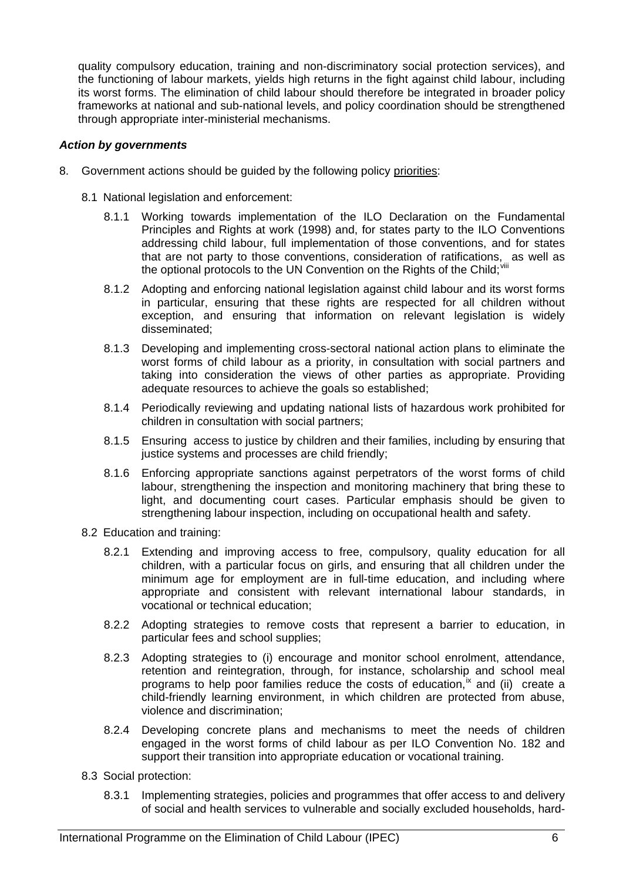quality compulsory education, training and non-discriminatory social protection services), and the functioning of labour markets, yields high returns in the fight against child labour, including its worst forms. The elimination of child labour should therefore be integrated in broader policy frameworks at national and sub-national levels, and policy coordination should be strengthened through appropriate inter-ministerial mechanisms.

***Action by governments***

8. Government actions should be guided by the following policy priorities:

   8.1 National legislation and enforcement:

      8.1.1 Working towards implementation of the ILO Declaration on the Fundamental Principles and Rights at work (1998) and, for states party to the ILO Conventions addressing child labour, full implementation of those conventions, and for states that are not party to those conventions, consideration of ratifications, as well as the optional protocols to the UN Convention on the Rights of the Child;[viii]

      8.1.2 Adopting and enforcing national legislation against child labour and its worst forms in particular, ensuring that these rights are respected for all children without exception, and ensuring that information on relevant legislation is widely disseminated;

      8.1.3 Developing and implementing cross-sectoral national action plans to eliminate the worst forms of child labour as a priority, in consultation with social partners and taking into consideration the views of other parties as appropriate. Providing adequate resources to achieve the goals so established;

      8.1.4 Periodically reviewing and updating national lists of hazardous work prohibited for children in consultation with social partners;

      8.1.5 Ensuring access to justice by children and their families, including by ensuring that justice systems and processes are child friendly;

      8.1.6 Enforcing appropriate sanctions against perpetrators of the worst forms of child labour, strengthening the inspection and monitoring machinery that bring these to light, and documenting court cases. Particular emphasis should be given to strengthening labour inspection, including on occupational health and safety.

   8.2 Education and training:

      8.2.1 Extending and improving access to free, compulsory, quality education for all children, with a particular focus on girls, and ensuring that all children under the minimum age for employment are in full-time education, and including where appropriate and consistent with relevant international labour standards, in vocational or technical education;

      8.2.2 Adopting strategies to remove costs that represent a barrier to education, in particular fees and school supplies;

      8.2.3 Adopting strategies to (i) encourage and monitor school enrolment, attendance, retention and reintegration, through, for instance, scholarship and school meal programs to help poor families reduce the costs of education,[ix] and (ii) create a child-friendly learning environment, in which children are protected from abuse, violence and discrimination;

      8.2.4 Developing concrete plans and mechanisms to meet the needs of children engaged in the worst forms of child labour as per ILO Convention No. 182 and support their transition into appropriate education or vocational training.

   8.3 Social protection:

      8.3.1 Implementing strategies, policies and programmes that offer access to and delivery of social and health services to vulnerable and socially excluded households, hard-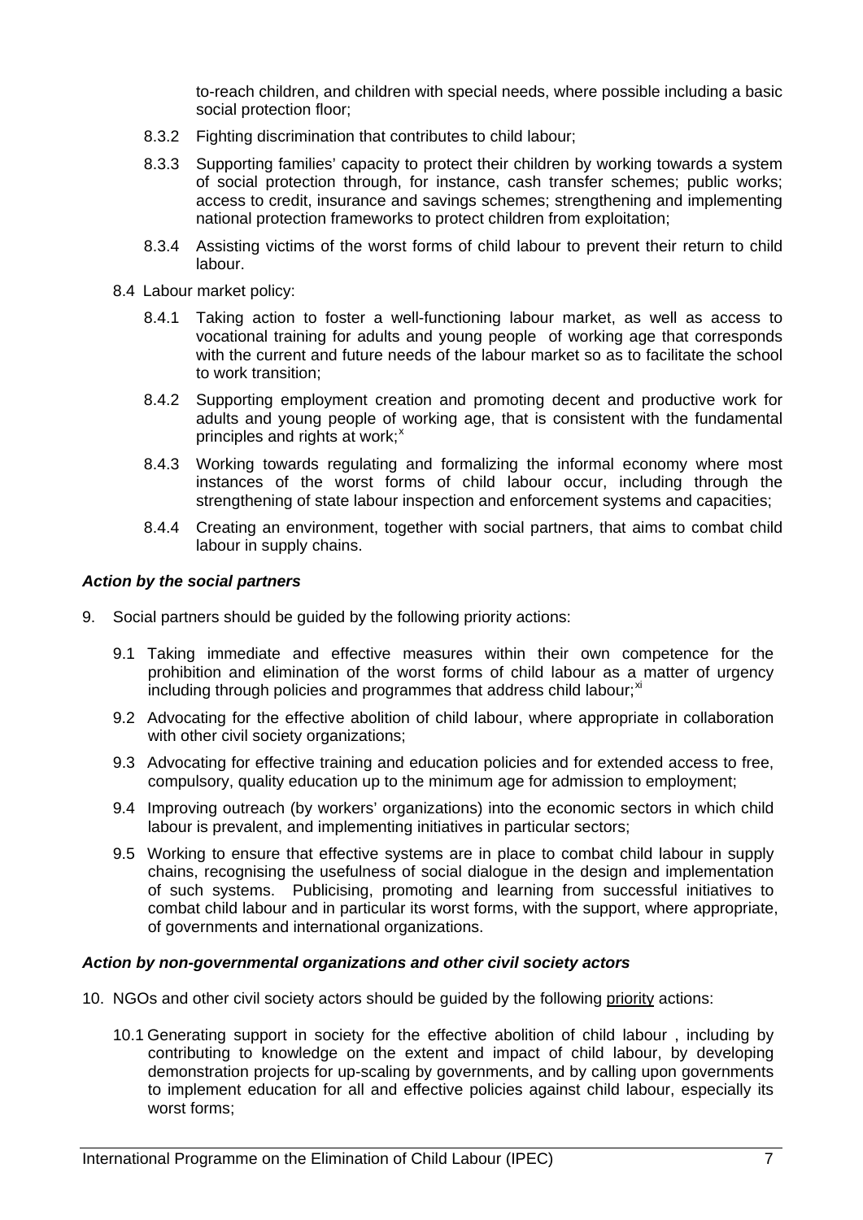to-reach children, and children with special needs, where possible including a basic social protection floor;

8.3.2 Fighting discrimination that contributes to child labour;

8.3.3 Supporting families' capacity to protect their children by working towards a system of social protection through, for instance, cash transfer schemes; public works; access to credit, insurance and savings schemes; strengthening and implementing national protection frameworks to protect children from exploitation;

8.3.4 Assisting victims of the worst forms of child labour to prevent their return to child labour.

8.4 Labour market policy:

8.4.1 Taking action to foster a well-functioning labour market, as well as access to vocational training for adults and young people of working age that corresponds with the current and future needs of the labour market so as to facilitate the school to work transition;

8.4.2 Supporting employment creation and promoting decent and productive work for adults and young people of working age, that is consistent with the fundamental principles and rights at work;[x]

8.4.3 Working towards regulating and formalizing the informal economy where most instances of the worst forms of child labour occur, including through the strengthening of state labour inspection and enforcement systems and capacities;

8.4.4 Creating an environment, together with social partners, that aims to combat child labour in supply chains.

***Action by the social partners***

9. Social partners should be guided by the following priority actions:

9.1 Taking immediate and effective measures within their own competence for the prohibition and elimination of the worst forms of child labour as a matter of urgency including through policies and programmes that address child labour;[xi]

9.2 Advocating for the effective abolition of child labour, where appropriate in collaboration with other civil society organizations;

9.3 Advocating for effective training and education policies and for extended access to free, compulsory, quality education up to the minimum age for admission to employment;

9.4 Improving outreach (by workers' organizations) into the economic sectors in which child labour is prevalent, and implementing initiatives in particular sectors;

9.5 Working to ensure that effective systems are in place to combat child labour in supply chains, recognising the usefulness of social dialogue in the design and implementation of such systems. Publicising, promoting and learning from successful initiatives to combat child labour and in particular its worst forms, with the support, where appropriate, of governments and international organizations.

***Action by non-governmental organizations and other civil society actors***

10. NGOs and other civil society actors should be guided by the following priority actions:

10.1 Generating support in society for the effective abolition of child labour , including by contributing to knowledge on the extent and impact of child labour, by developing demonstration projects for up-scaling by governments, and by calling upon governments to implement education for all and effective policies against child labour, especially its worst forms;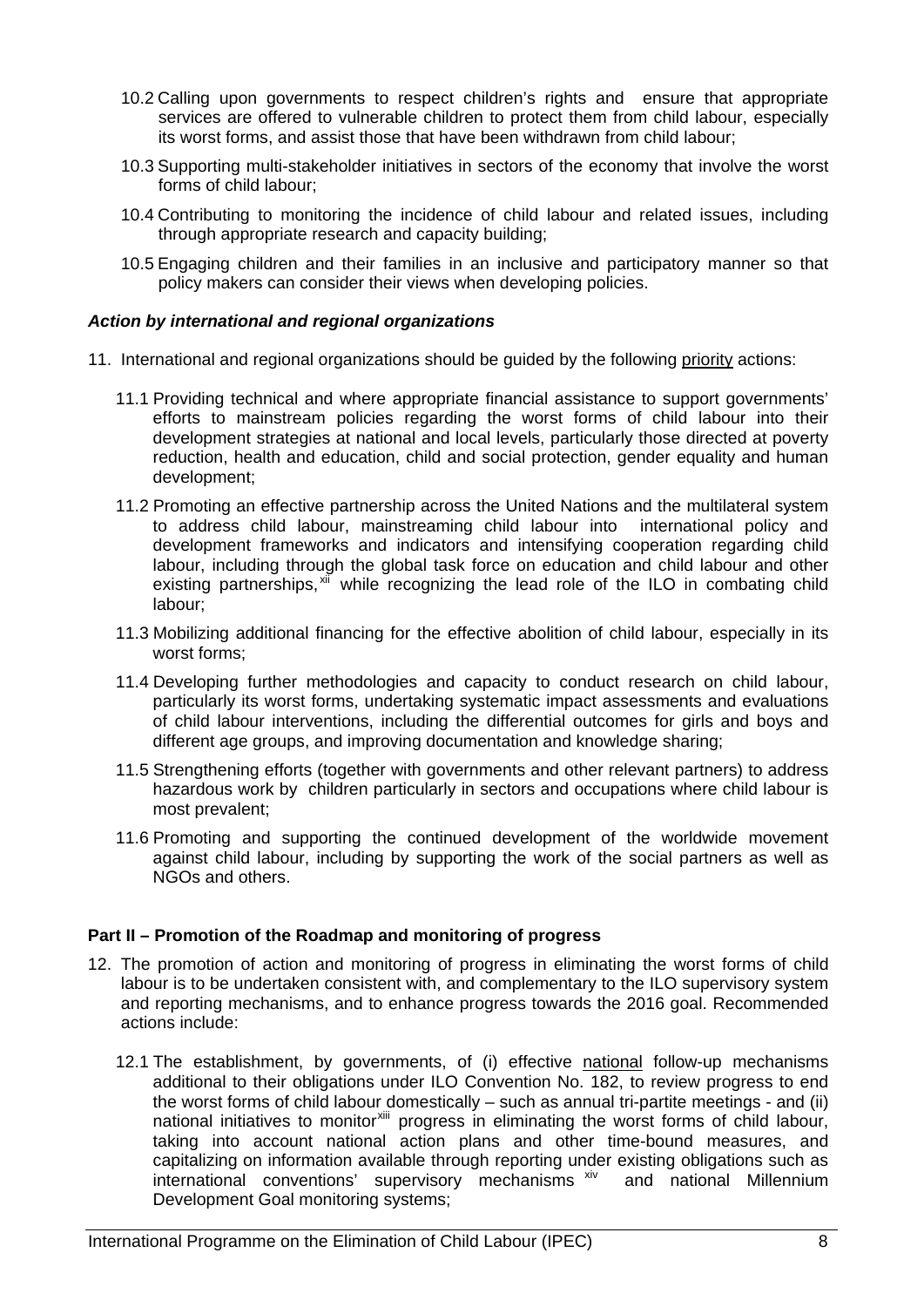10.2 Calling upon governments to respect children's rights and ensure that appropriate services are offered to vulnerable children to protect them from child labour, especially its worst forms, and assist those that have been withdrawn from child labour;

10.3 Supporting multi-stakeholder initiatives in sectors of the economy that involve the worst forms of child labour;

10.4 Contributing to monitoring the incidence of child labour and related issues, including through appropriate research and capacity building;

10.5 Engaging children and their families in an inclusive and participatory manner so that policy makers can consider their views when developing policies.

***Action by international and regional organizations***

11. International and regional organizations should be guided by the following priority actions:

11.1 Providing technical and where appropriate financial assistance to support governments' efforts to mainstream policies regarding the worst forms of child labour into their development strategies at national and local levels, particularly those directed at poverty reduction, health and education, child and social protection, gender equality and human development;

11.2 Promoting an effective partnership across the United Nations and the multilateral system to address child labour, mainstreaming child labour into international policy and development frameworks and indicators and intensifying cooperation regarding child labour, including through the global task force on education and child labour and other existing partnerships,[xii] while recognizing the lead role of the ILO in combating child labour;

11.3 Mobilizing additional financing for the effective abolition of child labour, especially in its worst forms;

11.4 Developing further methodologies and capacity to conduct research on child labour, particularly its worst forms, undertaking systematic impact assessments and evaluations of child labour interventions, including the differential outcomes for girls and boys and different age groups, and improving documentation and knowledge sharing;

11.5 Strengthening efforts (together with governments and other relevant partners) to address hazardous work by children particularly in sectors and occupations where child labour is most prevalent;

11.6 Promoting and supporting the continued development of the worldwide movement against child labour, including by supporting the work of the social partners as well as NGOs and others.

**Part II – Promotion of the Roadmap and monitoring of progress**

12. The promotion of action and monitoring of progress in eliminating the worst forms of child labour is to be undertaken consistent with, and complementary to the ILO supervisory system and reporting mechanisms, and to enhance progress towards the 2016 goal. Recommended actions include:

12.1 The establishment, by governments, of (i) effective national follow-up mechanisms additional to their obligations under ILO Convention No. 182, to review progress to end the worst forms of child labour domestically – such as annual tri-partite meetings - and (ii) national initiatives to monitor[xiii] progress in eliminating the worst forms of child labour, taking into account national action plans and other time-bound measures, and capitalizing on information available through reporting under existing obligations such as international conventions' supervisory mechanisms[xiv] and national Millennium Development Goal monitoring systems;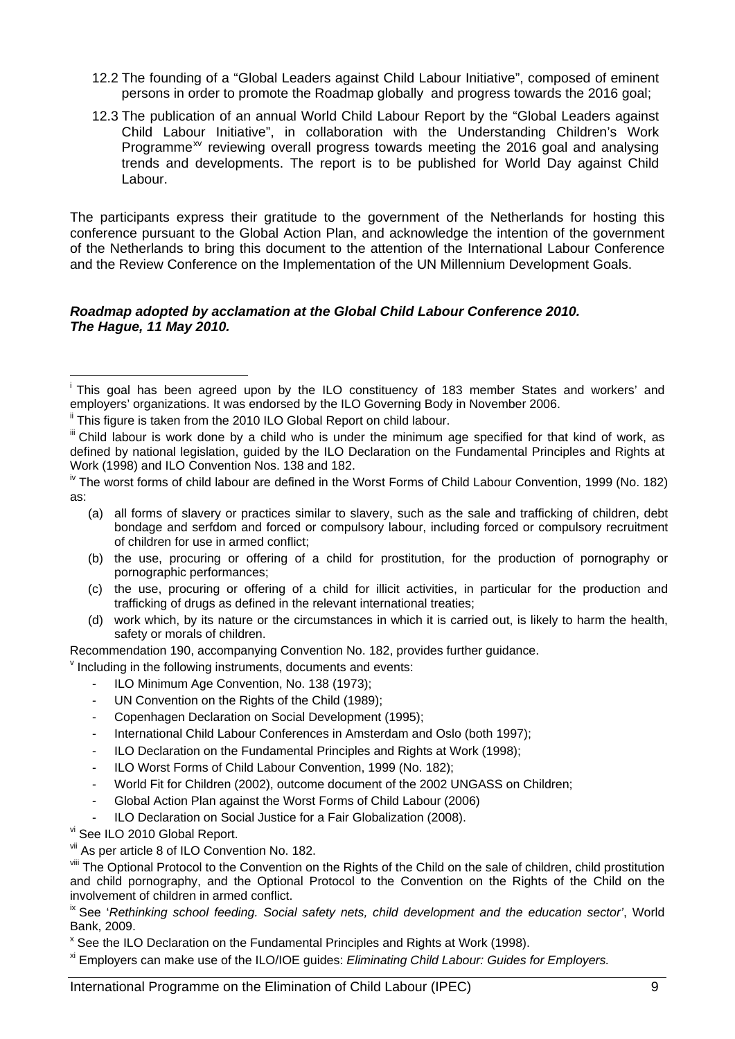12.2 The founding of a "Global Leaders against Child Labour Initiative", composed of eminent persons in order to promote the Roadmap globally and progress towards the 2016 goal;

12.3 The publication of an annual World Child Labour Report by the "Global Leaders against Child Labour Initiative", in collaboration with the Understanding Children's Work Programme[xv] reviewing overall progress towards meeting the 2016 goal and analysing trends and developments. The report is to be published for World Day against Child Labour.

The participants express their gratitude to the government of the Netherlands for hosting this conference pursuant to the Global Action Plan, and acknowledge the intention of the government of the Netherlands to bring this document to the attention of the International Labour Conference and the Review Conference on the Implementation of the UN Millennium Development Goals.

***Roadmap adopted by acclamation at the Global Child Labour Conference 2010. The Hague, 11 May 2010.***

---

[i] This goal has been agreed upon by the ILO constituency of 183 member States and workers' and employers' organizations. It was endorsed by the ILO Governing Body in November 2006.

[ii] This figure is taken from the 2010 ILO Global Report on child labour.

[iii] Child labour is work done by a child who is under the minimum age specified for that kind of work, as defined by national legislation, guided by the ILO Declaration on the Fundamental Principles and Rights at Work (1998) and ILO Convention Nos. 138 and 182.

[iv] The worst forms of child labour are defined in the Worst Forms of Child Labour Convention, 1999 (No. 182) as:

(a) all forms of slavery or practices similar to slavery, such as the sale and trafficking of children, debt bondage and serfdom and forced or compulsory labour, including forced or compulsory recruitment of children for use in armed conflict;

(b) the use, procuring or offering of a child for prostitution, for the production of pornography or pornographic performances;

(c) the use, procuring or offering of a child for illicit activities, in particular for the production and trafficking of drugs as defined in the relevant international treaties;

(d) work which, by its nature or the circumstances in which it is carried out, is likely to harm the health, safety or morals of children.

Recommendation 190, accompanying Convention No. 182, provides further guidance.

[v] Including in the following instruments, documents and events:

- ILO Minimum Age Convention, No. 138 (1973);
- UN Convention on the Rights of the Child (1989);
- Copenhagen Declaration on Social Development (1995);
- International Child Labour Conferences in Amsterdam and Oslo (both 1997);
- ILO Declaration on the Fundamental Principles and Rights at Work (1998);
- ILO Worst Forms of Child Labour Convention, 1999 (No. 182);
- World Fit for Children (2002), outcome document of the 2002 UNGASS on Children;
- Global Action Plan against the Worst Forms of Child Labour (2006)
- ILO Declaration on Social Justice for a Fair Globalization (2008).

[vi] See ILO 2010 Global Report.

[vii] As per article 8 of ILO Convention No. 182.

[viii] The Optional Protocol to the Convention on the Rights of the Child on the sale of children, child prostitution and child pornography, and the Optional Protocol to the Convention on the Rights of the Child on the involvement of children in armed conflict.

[ix] See '*Rethinking school feeding. Social safety nets, child development and the education sector*', World Bank, 2009.

[x] See the ILO Declaration on the Fundamental Principles and Rights at Work (1998).

[xi] Employers can make use of the ILO/IOE guides: *Eliminating Child Labour: Guides for Employers.*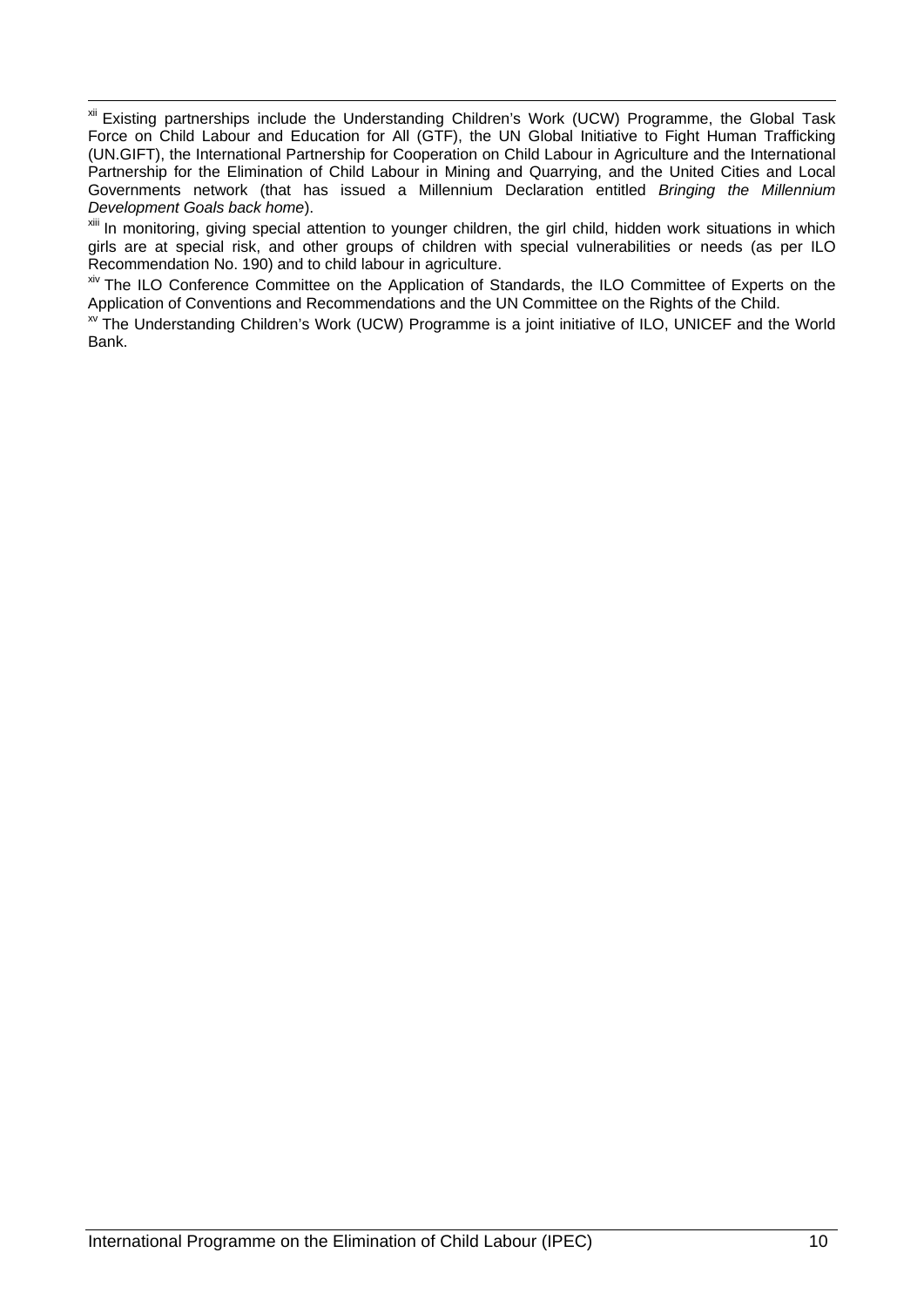[xii] Existing partnerships include the Understanding Children's Work (UCW) Programme, the Global Task Force on Child Labour and Education for All (GTF), the UN Global Initiative to Fight Human Trafficking (UN.GIFT), the International Partnership for Cooperation on Child Labour in Agriculture and the International Partnership for the Elimination of Child Labour in Mining and Quarrying, and the United Cities and Local Governments network (that has issued a Millennium Declaration entitled *Bringing the Millennium Development Goals back home*).

[xiii] In monitoring, giving special attention to younger children, the girl child, hidden work situations in which girls are at special risk, and other groups of children with special vulnerabilities or needs (as per ILO Recommendation No. 190) and to child labour in agriculture.

[xiv] The ILO Conference Committee on the Application of Standards, the ILO Committee of Experts on the Application of Conventions and Recommendations and the UN Committee on the Rights of the Child.

[xv] The Understanding Children's Work (UCW) Programme is a joint initiative of ILO, UNICEF and the World Bank.